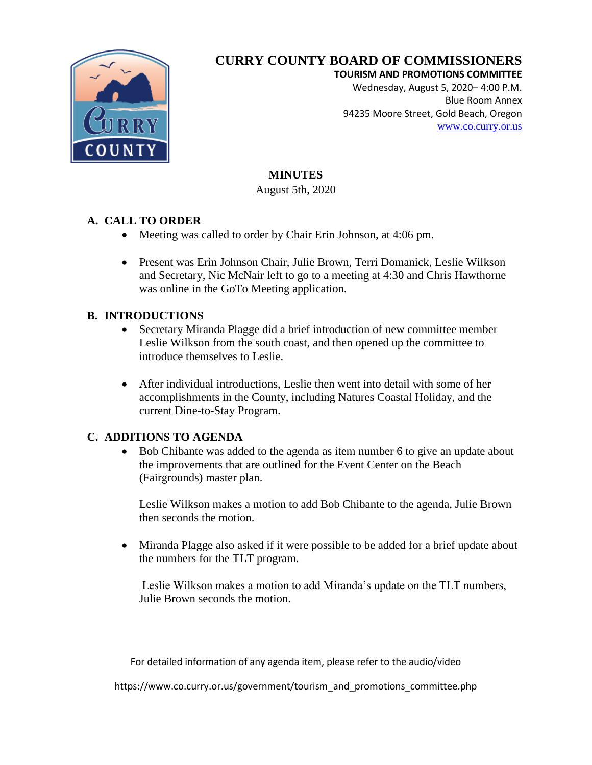# CURRY COUNTY BOARD OF COMMISSIONERS

**TOURISM AND PROMOTIONS COMMITTEE**

Wednesday, August 5, 2020– 4:00 P.M.
Blue Room Annex
94235 Moore Street, Gold Beach, Oregon
www.co.curry.or.us

## MINUTES

August 5th, 2020

### A. CALL TO ORDER

- Meeting was called to order by Chair Erin Johnson, at 4:06 pm.
- Present was Erin Johnson Chair, Julie Brown, Terri Domanick, Leslie Wilkson and Secretary, Nic McNair left to go to a meeting at 4:30 and Chris Hawthorne was online in the GoTo Meeting application.

### B. INTRODUCTIONS

- Secretary Miranda Plagge did a brief introduction of new committee member Leslie Wilkson from the south coast, and then opened up the committee to introduce themselves to Leslie.
- After individual introductions, Leslie then went into detail with some of her accomplishments in the County, including Natures Coastal Holiday, and the current Dine-to-Stay Program.

### C. ADDITIONS TO AGENDA

- Bob Chibante was added to the agenda as item number 6 to give an update about the improvements that are outlined for the Event Center on the Beach (Fairgrounds) master plan.

  Leslie Wilkson makes a motion to add Bob Chibante to the agenda, Julie Brown then seconds the motion.

- Miranda Plagge also asked if it were possible to be added for a brief update about the numbers for the TLT program.

  Leslie Wilkson makes a motion to add Miranda's update on the TLT numbers, Julie Brown seconds the motion.

For detailed information of any agenda item, please refer to the audio/video

https://www.co.curry.or.us/government/tourism_and_promotions_committee.php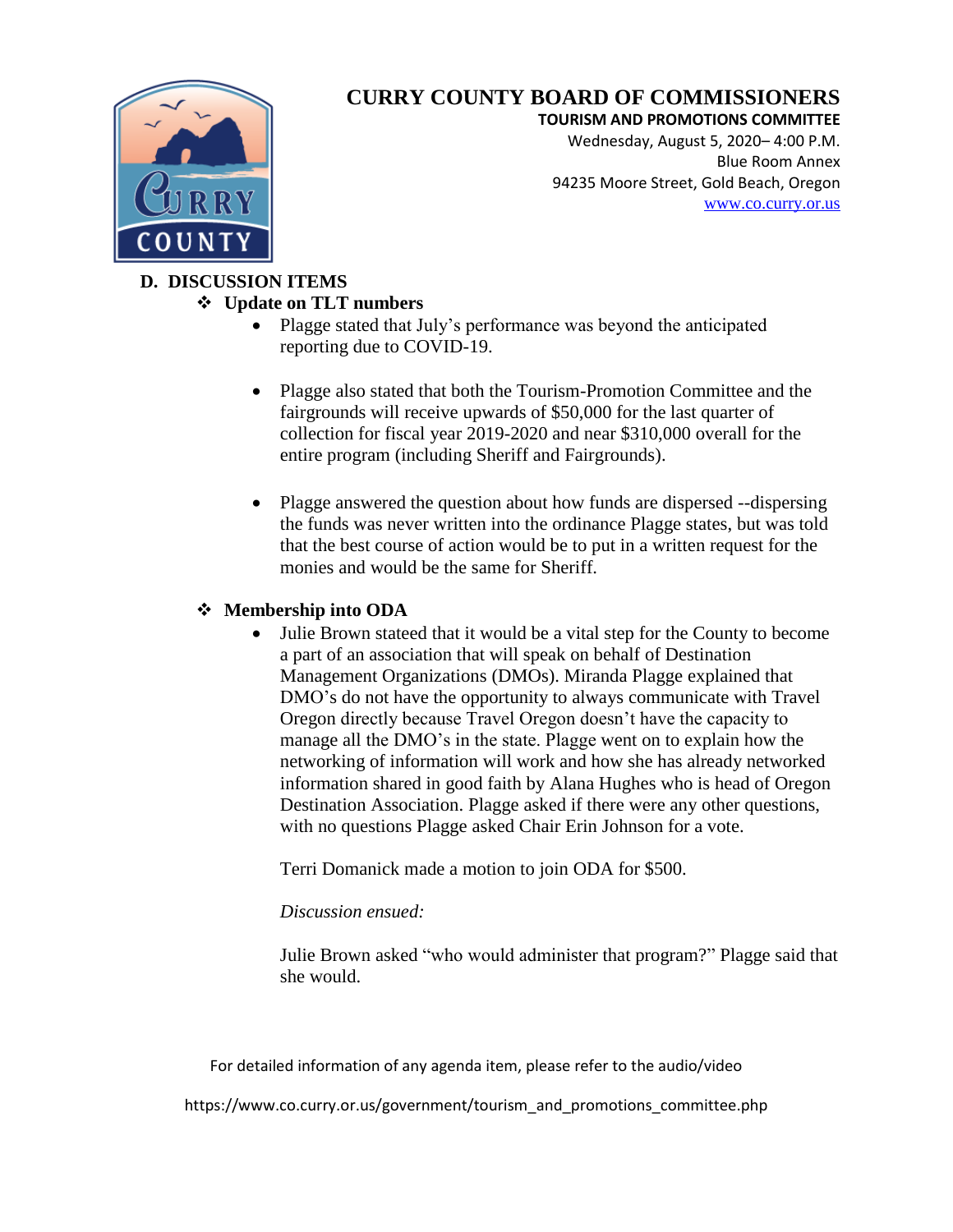# CURRY COUNTY BOARD OF COMMISSIONERS

**TOURISM AND PROMOTIONS COMMITTEE**
Wednesday, August 5, 2020– 4:00 P.M.
Blue Room Annex
94235 Moore Street, Gold Beach, Oregon
www.co.curry.or.us

## D. DISCUSSION ITEMS

- **Update on TLT numbers**
  - Plagge stated that July's performance was beyond the anticipated reporting due to COVID-19.
  - Plagge also stated that both the Tourism-Promotion Committee and the fairgrounds will receive upwards of $50,000 for the last quarter of collection for fiscal year 2019-2020 and near $310,000 overall for the entire program (including Sheriff and Fairgrounds).
  - Plagge answered the question about how funds are dispersed --dispersing the funds was never written into the ordinance Plagge states, but was told that the best course of action would be to put in a written request for the monies and would be the same for Sheriff.

- **Membership into ODA**
  - Julie Brown stateed that it would be a vital step for the County to become a part of an association that will speak on behalf of Destination Management Organizations (DMOs). Miranda Plagge explained that DMO's do not have the opportunity to always communicate with Travel Oregon directly because Travel Oregon doesn't have the capacity to manage all the DMO's in the state. Plagge went on to explain how the networking of information will work and how she has already networked information shared in good faith by Alana Hughes who is head of Oregon Destination Association. Plagge asked if there were any other questions, with no questions Plagge asked Chair Erin Johnson for a vote.

    Terri Domanick made a motion to join ODA for $500.

    *Discussion ensued:*

    Julie Brown asked "who would administer that program?" Plagge said that she would.

For detailed information of any agenda item, please refer to the audio/video

https://www.co.curry.or.us/government/tourism_and_promotions_committee.php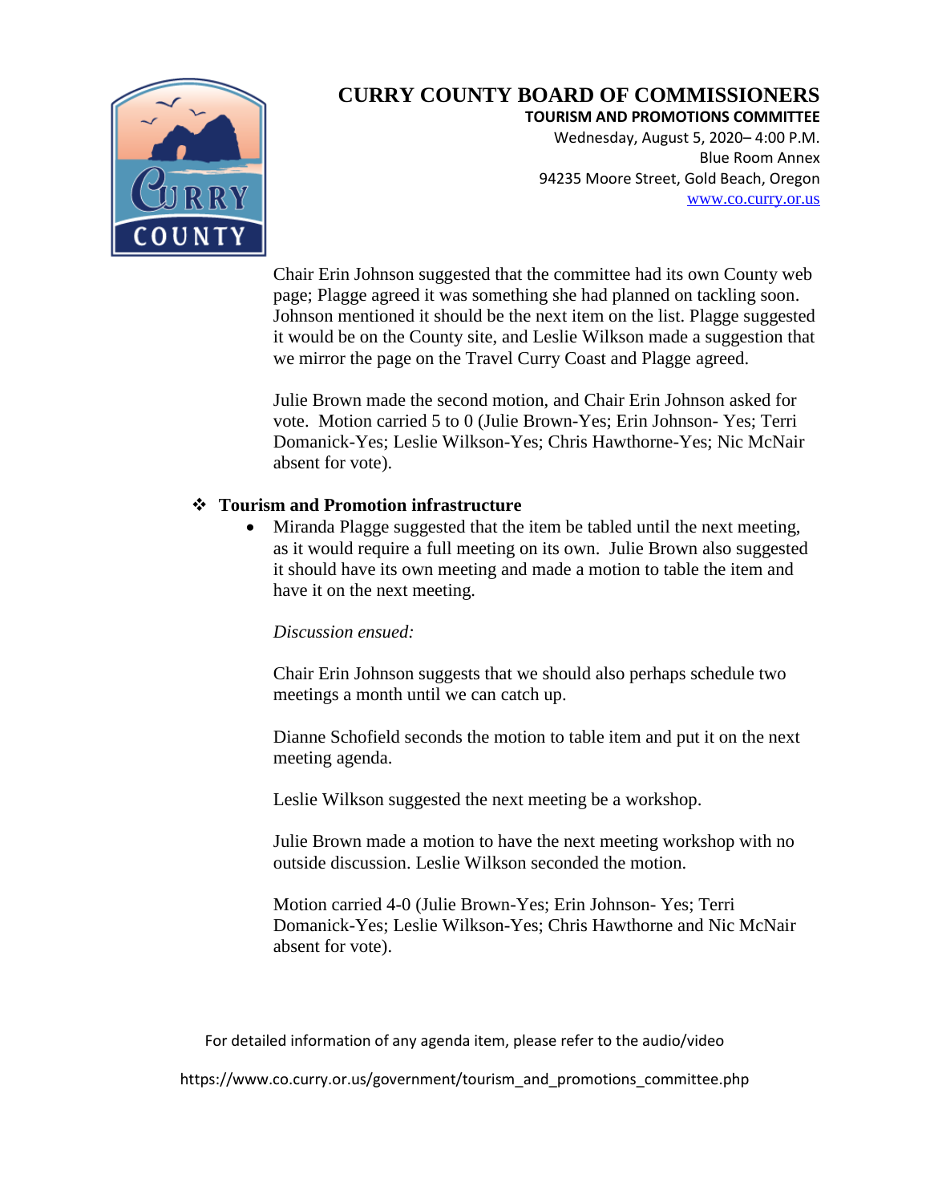# CURRY COUNTY BOARD OF COMMISSIONERS

**TOURISM AND PROMOTIONS COMMITTEE**
Wednesday, August 5, 2020– 4:00 P.M.
Blue Room Annex
94235 Moore Street, Gold Beach, Oregon
www.co.curry.or.us

Chair Erin Johnson suggested that the committee had its own County web page; Plagge agreed it was something she had planned on tackling soon. Johnson mentioned it should be the next item on the list. Plagge suggested it would be on the County site, and Leslie Wilkson made a suggestion that we mirror the page on the Travel Curry Coast and Plagge agreed.

Julie Brown made the second motion, and Chair Erin Johnson asked for vote. Motion carried 5 to 0 (Julie Brown-Yes; Erin Johnson- Yes; Terri Domanick-Yes; Leslie Wilkson-Yes; Chris Hawthorne-Yes; Nic McNair absent for vote).

- **Tourism and Promotion infrastructure**
  - Miranda Plagge suggested that the item be tabled until the next meeting, as it would require a full meeting on its own. Julie Brown also suggested it should have its own meeting and made a motion to table the item and have it on the next meeting.

    *Discussion ensued:*

    Chair Erin Johnson suggests that we should also perhaps schedule two meetings a month until we can catch up.

    Dianne Schofield seconds the motion to table item and put it on the next meeting agenda.

    Leslie Wilkson suggested the next meeting be a workshop.

    Julie Brown made a motion to have the next meeting workshop with no outside discussion. Leslie Wilkson seconded the motion.

    Motion carried 4-0 (Julie Brown-Yes; Erin Johnson- Yes; Terri Domanick-Yes; Leslie Wilkson-Yes; Chris Hawthorne and Nic McNair absent for vote).

For detailed information of any agenda item, please refer to the audio/video

https://www.co.curry.or.us/government/tourism_and_promotions_committee.php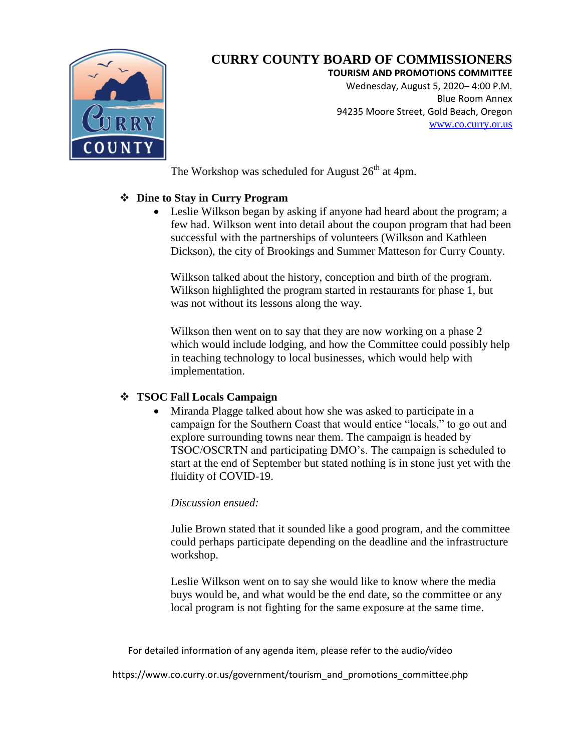# CURRY COUNTY BOARD OF COMMISSIONERS

**TOURISM AND PROMOTIONS COMMITTEE**

Wednesday, August 5, 2020– 4:00 P.M.
Blue Room Annex
94235 Moore Street, Gold Beach, Oregon
www.co.curry.or.us

The Workshop was scheduled for August 26th at 4pm.

- **Dine to Stay in Curry Program**
  - Leslie Wilkson began by asking if anyone had heard about the program; a few had. Wilkson went into detail about the coupon program that had been successful with the partnerships of volunteers (Wilkson and Kathleen Dickson), the city of Brookings and Summer Matteson for Curry County.

    Wilkson talked about the history, conception and birth of the program. Wilkson highlighted the program started in restaurants for phase 1, but was not without its lessons along the way.

    Wilkson then went on to say that they are now working on a phase 2 which would include lodging, and how the Committee could possibly help in teaching technology to local businesses, which would help with implementation.

- **TSOC Fall Locals Campaign**
  - Miranda Plagge talked about how she was asked to participate in a campaign for the Southern Coast that would entice "locals," to go out and explore surrounding towns near them. The campaign is headed by TSOC/OSCRTN and participating DMO's. The campaign is scheduled to start at the end of September but stated nothing is in stone just yet with the fluidity of COVID-19.

    *Discussion ensued:*

    Julie Brown stated that it sounded like a good program, and the committee could perhaps participate depending on the deadline and the infrastructure workshop.

    Leslie Wilkson went on to say she would like to know where the media buys would be, and what would be the end date, so the committee or any local program is not fighting for the same exposure at the same time.

For detailed information of any agenda item, please refer to the audio/video

https://www.co.curry.or.us/government/tourism_and_promotions_committee.php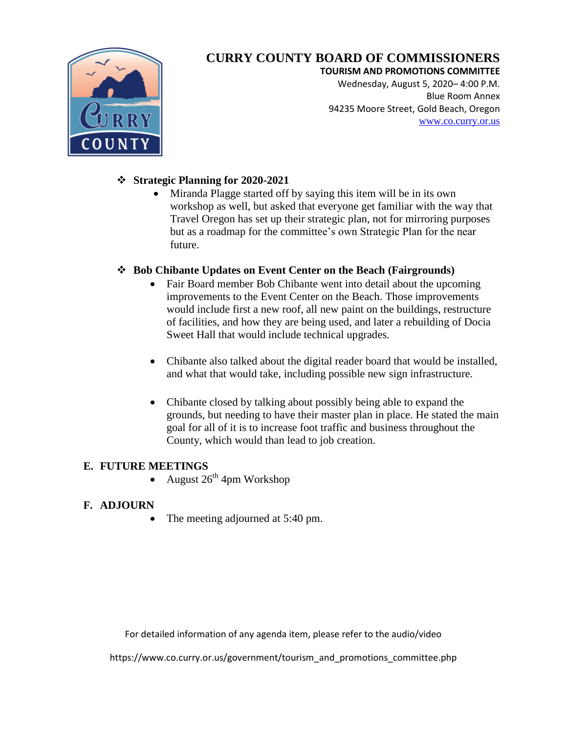# CURRY COUNTY BOARD OF COMMISSIONERS

**TOURISM AND PROMOTIONS COMMITTEE**

Wednesday, August 5, 2020– 4:00 P.M.
Blue Room Annex
94235 Moore Street, Gold Beach, Oregon
www.co.curry.or.us

- **Strategic Planning for 2020-2021**
    - Miranda Plagge started off by saying this item will be in its own workshop as well, but asked that everyone get familiar with the way that Travel Oregon has set up their strategic plan, not for mirroring purposes but as a roadmap for the committee's own Strategic Plan for the near future.

- **Bob Chibante Updates on Event Center on the Beach (Fairgrounds)**
    - Fair Board member Bob Chibante went into detail about the upcoming improvements to the Event Center on the Beach. Those improvements would include first a new roof, all new paint on the buildings, restructure of facilities, and how they are being used, and later a rebuilding of Docia Sweet Hall that would include technical upgrades.
    - Chibante also talked about the digital reader board that would be installed, and what that would take, including possible new sign infrastructure.
    - Chibante closed by talking about possibly being able to expand the grounds, but needing to have their master plan in place. He stated the main goal for all of it is to increase foot traffic and business throughout the County, which would than lead to job creation.

## E. FUTURE MEETINGS

- August 26th 4pm Workshop

## F. ADJOURN

- The meeting adjourned at 5:40 pm.

For detailed information of any agenda item, please refer to the audio/video

https://www.co.curry.or.us/government/tourism_and_promotions_committee.php